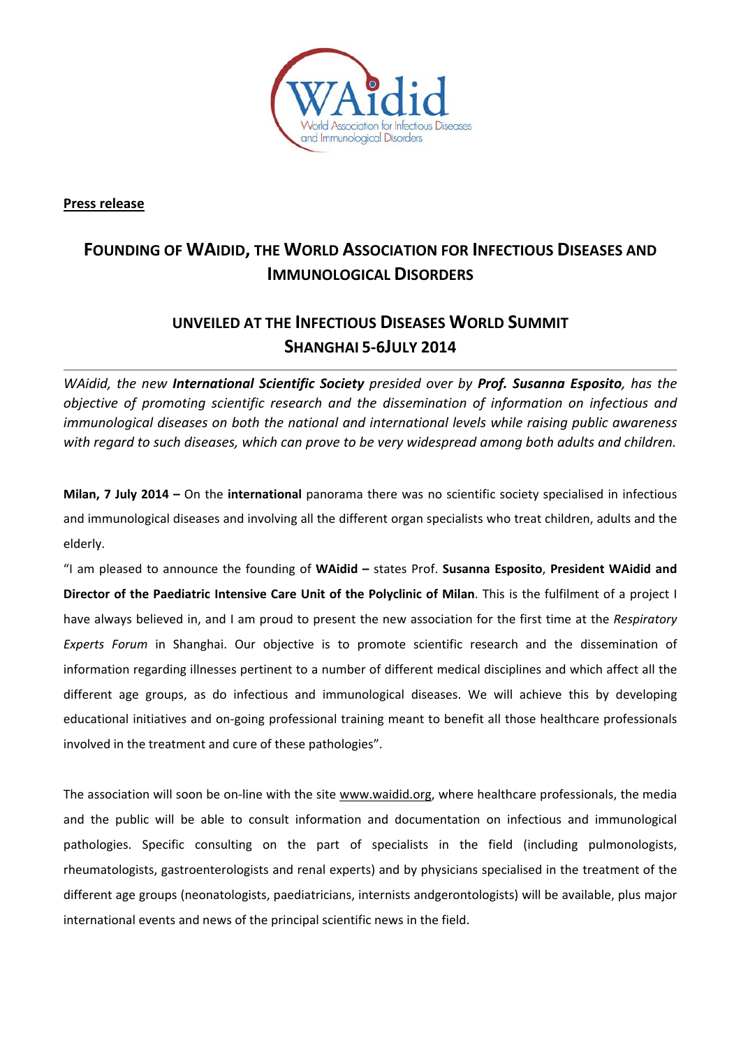**Press release**

# FOUNDING OF WAIDID, THE WORLD ASSOCIATION FOR INFECTIOUS DISEASES AND IMMUNOLOGICAL DISORDERS

## UNVEILED AT THE INFECTIOUS DISEASES WORLD SUMMIT SHANGHAI 5-6JULY 2014

*WAidid, the new **International Scientific Society** presided over by **Prof. Susanna Esposito**, has the objective of promoting scientific research and the dissemination of information on infectious and immunological diseases on both the national and international levels while raising public awareness with regard to such diseases, which can prove to be very widespread among both adults and children.*

**Milan, 7 July 2014 –** On the **international** panorama there was no scientific society specialised in infectious and immunological diseases and involving all the different organ specialists who treat children, adults and the elderly.

"I am pleased to announce the founding of **WAidid –** states Prof. **Susanna Esposito**, **President WAidid and Director of the Paediatric Intensive Care Unit of the Polyclinic of Milan**. This is the fulfilment of a project I have always believed in, and I am proud to present the new association for the first time at the *Respiratory Experts Forum* in Shanghai. Our objective is to promote scientific research and the dissemination of information regarding illnesses pertinent to a number of different medical disciplines and which affect all the different age groups, as do infectious and immunological diseases. We will achieve this by developing educational initiatives and on-going professional training meant to benefit all those healthcare professionals involved in the treatment and cure of these pathologies".

The association will soon be on-line with the site www.waidid.org, where healthcare professionals, the media and the public will be able to consult information and documentation on infectious and immunological pathologies. Specific consulting on the part of specialists in the field (including pulmonologists, rheumatologists, gastroenterologists and renal experts) and by physicians specialised in the treatment of the different age groups (neonatologists, paediatricians, internists andgerontologists) will be available, plus major international events and news of the principal scientific news in the field.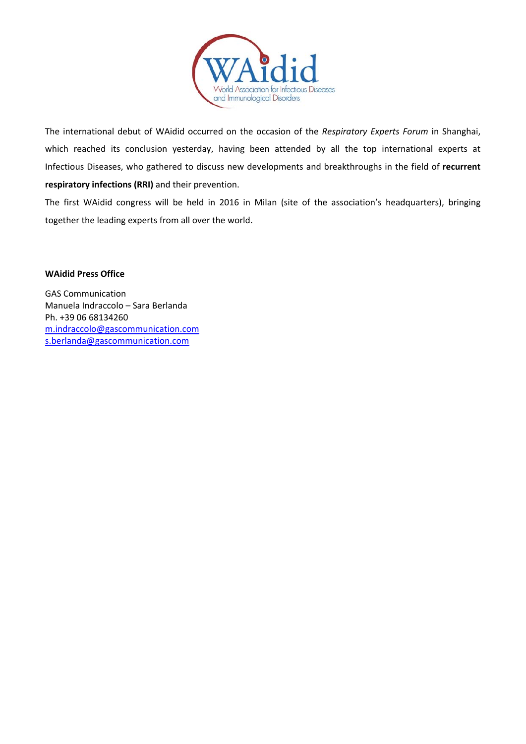The international debut of WAidid occurred on the occasion of the *Respiratory Experts Forum* in Shanghai, which reached its conclusion yesterday, having been attended by all the top international experts at Infectious Diseases, who gathered to discuss new developments and breakthroughs in the field of **recurrent respiratory infections (RRI)** and their prevention.

The first WAidid congress will be held in 2016 in Milan (site of the association's headquarters), bringing together the leading experts from all over the world.

**WAidid Press Office**

GAS Communication
Manuela Indraccolo – Sara Berlanda
Ph. +39 06 68134260
m.indraccolo@gascommunication.com
s.berlanda@gascommunication.com